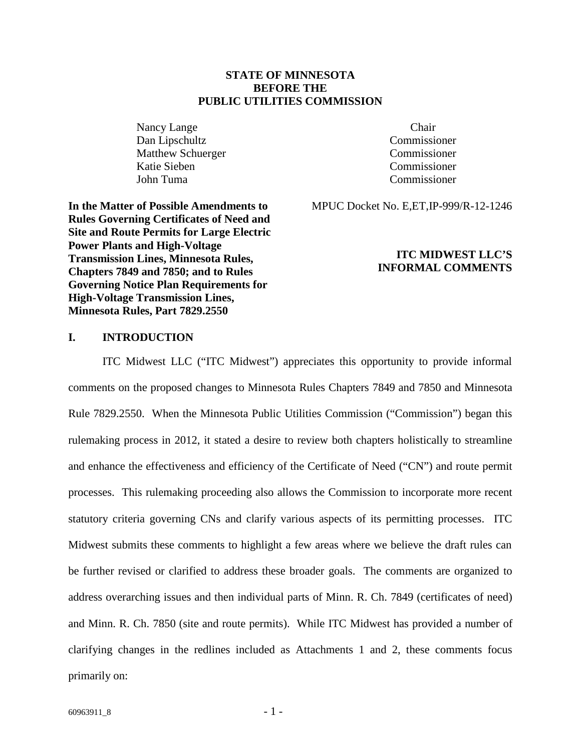**STATE OF MINNESOTA**
**BEFORE THE**
**PUBLIC UTILITIES COMMISSION**

| | |
|---|---|
| Nancy Lange | Chair |
| Dan Lipschultz | Commissioner |
| Matthew Schuerger | Commissioner |
| Katie Sieben | Commissioner |
| John Tuma | Commissioner |

**In the Matter of Possible Amendments to Rules Governing Certificates of Need and Site and Route Permits for Large Electric Power Plants and High-Voltage Transmission Lines, Minnesota Rules, Chapters 7849 and 7850; and to Rules Governing Notice Plan Requirements for High-Voltage Transmission Lines, Minnesota Rules, Part 7829.2550**

MPUC Docket No. E,ET,IP-999/R-12-1246

**ITC MIDWEST LLC'S INFORMAL COMMENTS**

## I. INTRODUCTION

ITC Midwest LLC ("ITC Midwest") appreciates this opportunity to provide informal comments on the proposed changes to Minnesota Rules Chapters 7849 and 7850 and Minnesota Rule 7829.2550. When the Minnesota Public Utilities Commission ("Commission") began this rulemaking process in 2012, it stated a desire to review both chapters holistically to streamline and enhance the effectiveness and efficiency of the Certificate of Need ("CN") and route permit processes. This rulemaking proceeding also allows the Commission to incorporate more recent statutory criteria governing CNs and clarify various aspects of its permitting processes. ITC Midwest submits these comments to highlight a few areas where we believe the draft rules can be further revised or clarified to address these broader goals. The comments are organized to address overarching issues and then individual parts of Minn. R. Ch. 7849 (certificates of need) and Minn. R. Ch. 7850 (site and route permits). While ITC Midwest has provided a number of clarifying changes in the redlines included as Attachments 1 and 2, these comments focus primarily on:

60963911_8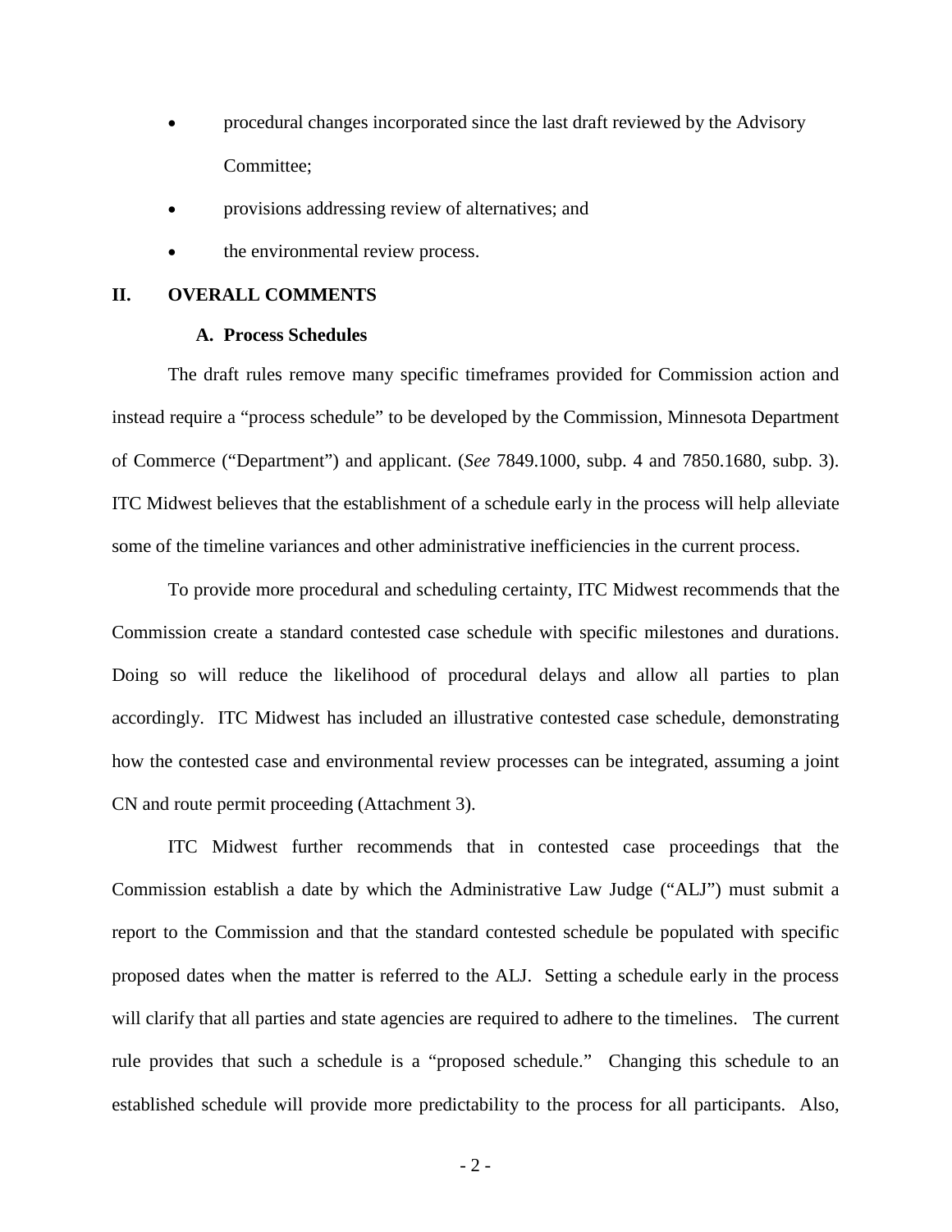- procedural changes incorporated since the last draft reviewed by the Advisory Committee;
- provisions addressing review of alternatives; and
- the environmental review process.

## II. OVERALL COMMENTS

### A. Process Schedules

The draft rules remove many specific timeframes provided for Commission action and instead require a "process schedule" to be developed by the Commission, Minnesota Department of Commerce ("Department") and applicant. (*See* 7849.1000, subp. 4 and 7850.1680, subp. 3). ITC Midwest believes that the establishment of a schedule early in the process will help alleviate some of the timeline variances and other administrative inefficiencies in the current process.

To provide more procedural and scheduling certainty, ITC Midwest recommends that the Commission create a standard contested case schedule with specific milestones and durations. Doing so will reduce the likelihood of procedural delays and allow all parties to plan accordingly. ITC Midwest has included an illustrative contested case schedule, demonstrating how the contested case and environmental review processes can be integrated, assuming a joint CN and route permit proceeding (Attachment 3).

ITC Midwest further recommends that in contested case proceedings that the Commission establish a date by which the Administrative Law Judge ("ALJ") must submit a report to the Commission and that the standard contested schedule be populated with specific proposed dates when the matter is referred to the ALJ. Setting a schedule early in the process will clarify that all parties and state agencies are required to adhere to the timelines. The current rule provides that such a schedule is a "proposed schedule." Changing this schedule to an established schedule will provide more predictability to the process for all participants. Also,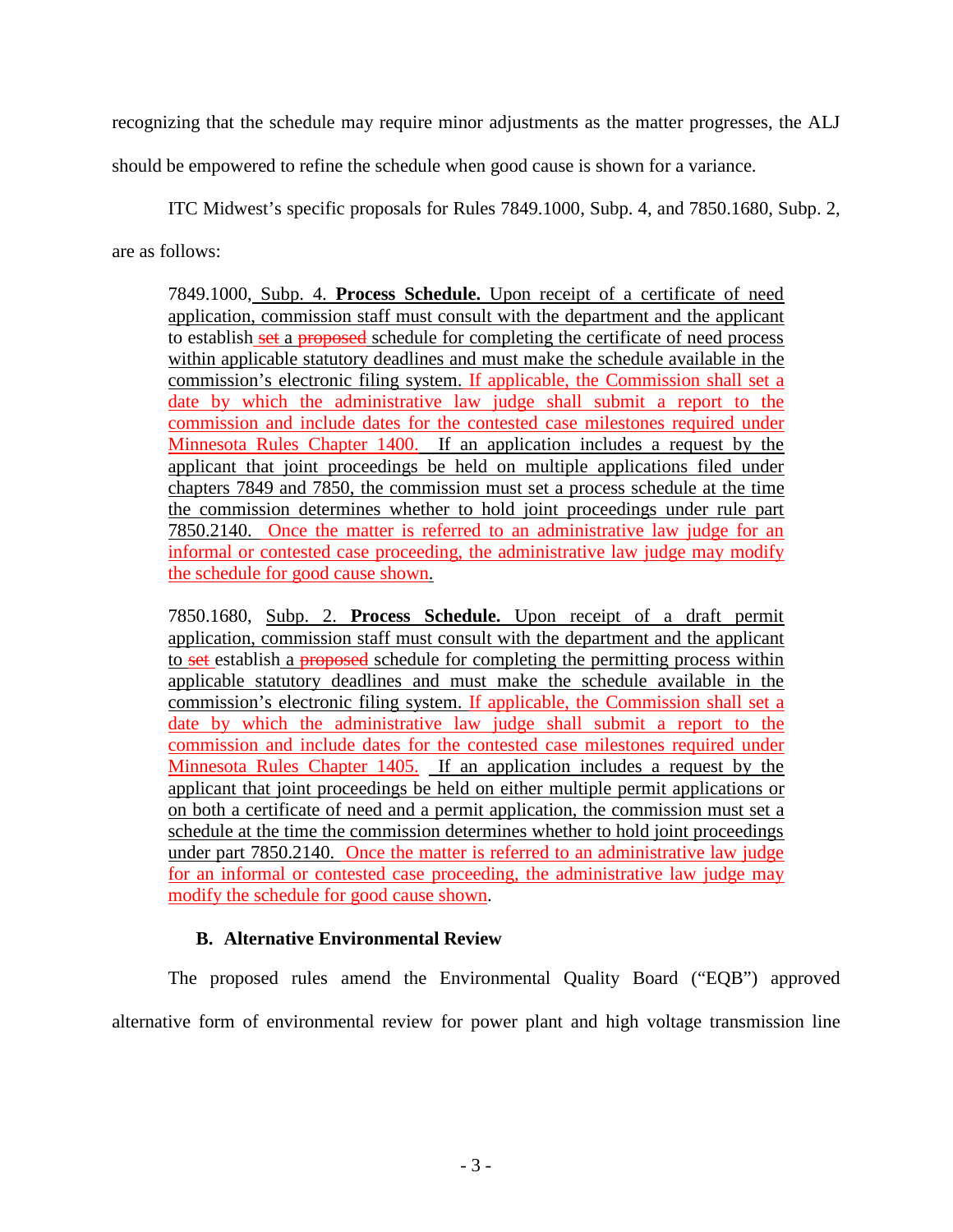recognizing that the schedule may require minor adjustments as the matter progresses, the ALJ should be empowered to refine the schedule when good cause is shown for a variance.

ITC Midwest's specific proposals for Rules 7849.1000, Subp. 4, and 7850.1680, Subp. 2, are as follows:

> 7849.1000, Subp. 4. **Process Schedule.** Upon receipt of a certificate of need application, commission staff must consult with the department and the applicant to establish ~~set~~ a ~~proposed~~ schedule for completing the certificate of need process within applicable statutory deadlines and must make the schedule available in the commission's electronic filing system. If applicable, the Commission shall set a date by which the administrative law judge shall submit a report to the commission and include dates for the contested case milestones required under Minnesota Rules Chapter 1400. If an application includes a request by the applicant that joint proceedings be held on multiple applications filed under chapters 7849 and 7850, the commission must set a process schedule at the time the commission determines whether to hold joint proceedings under rule part 7850.2140. Once the matter is referred to an administrative law judge for an informal or contested case proceeding, the administrative law judge may modify the schedule for good cause shown.

> 7850.1680, Subp. 2. **Process Schedule.** Upon receipt of a draft permit application, commission staff must consult with the department and the applicant to ~~set~~ establish a ~~proposed~~ schedule for completing the permitting process within applicable statutory deadlines and must make the schedule available in the commission's electronic filing system. If applicable, the Commission shall set a date by which the administrative law judge shall submit a report to the commission and include dates for the contested case milestones required under Minnesota Rules Chapter 1405. If an application includes a request by the applicant that joint proceedings be held on either multiple permit applications or on both a certificate of need and a permit application, the commission must set a schedule at the time the commission determines whether to hold joint proceedings under part 7850.2140. Once the matter is referred to an administrative law judge for an informal or contested case proceeding, the administrative law judge may modify the schedule for good cause shown.

### B. Alternative Environmental Review

The proposed rules amend the Environmental Quality Board ("EQB") approved alternative form of environmental review for power plant and high voltage transmission line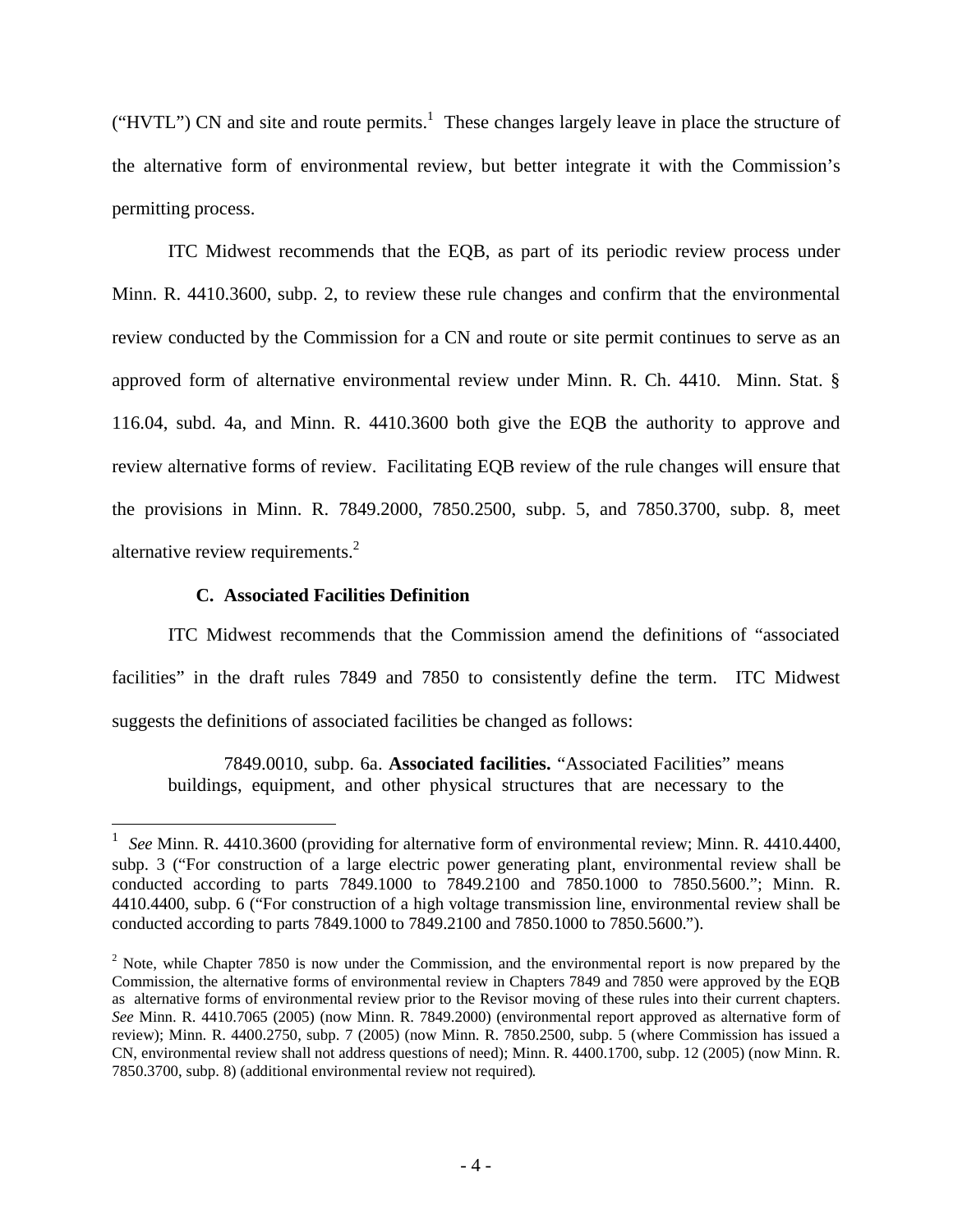("HVTL") CN and site and route permits.[1] These changes largely leave in place the structure of the alternative form of environmental review, but better integrate it with the Commission's permitting process.

ITC Midwest recommends that the EQB, as part of its periodic review process under Minn. R. 4410.3600, subp. 2, to review these rule changes and confirm that the environmental review conducted by the Commission for a CN and route or site permit continues to serve as an approved form of alternative environmental review under Minn. R. Ch. 4410. Minn. Stat. § 116.04, subd. 4a, and Minn. R. 4410.3600 both give the EQB the authority to approve and review alternative forms of review. Facilitating EQB review of the rule changes will ensure that the provisions in Minn. R. 7849.2000, 7850.2500, subp. 5, and 7850.3700, subp. 8, meet alternative review requirements.[2]

### C. Associated Facilities Definition

ITC Midwest recommends that the Commission amend the definitions of "associated facilities" in the draft rules 7849 and 7850 to consistently define the term. ITC Midwest suggests the definitions of associated facilities be changed as follows:

> 7849.0010, subp. 6a. **Associated facilities.** "Associated Facilities" means buildings, equipment, and other physical structures that are necessary to the

---

[1] *See* Minn. R. 4410.3600 (providing for alternative form of environmental review; Minn. R. 4410.4400, subp. 3 ("For construction of a large electric power generating plant, environmental review shall be conducted according to parts 7849.1000 to 7849.2100 and 7850.1000 to 7850.5600."; Minn. R. 4410.4400, subp. 6 ("For construction of a high voltage transmission line, environmental review shall be conducted according to parts 7849.1000 to 7849.2100 and 7850.1000 to 7850.5600.").

[2] Note, while Chapter 7850 is now under the Commission, and the environmental report is now prepared by the Commission, the alternative forms of environmental review in Chapters 7849 and 7850 were approved by the EQB as alternative forms of environmental review prior to the Revisor moving of these rules into their current chapters. *See* Minn. R. 4410.7065 (2005) (now Minn. R. 7849.2000) (environmental report approved as alternative form of review); Minn. R. 4400.2750, subp. 7 (2005) (now Minn. R. 7850.2500, subp. 5 (where Commission has issued a CN, environmental review shall not address questions of need); Minn. R. 4400.1700, subp. 12 (2005) (now Minn. R. 7850.3700, subp. 8) (additional environmental review not required).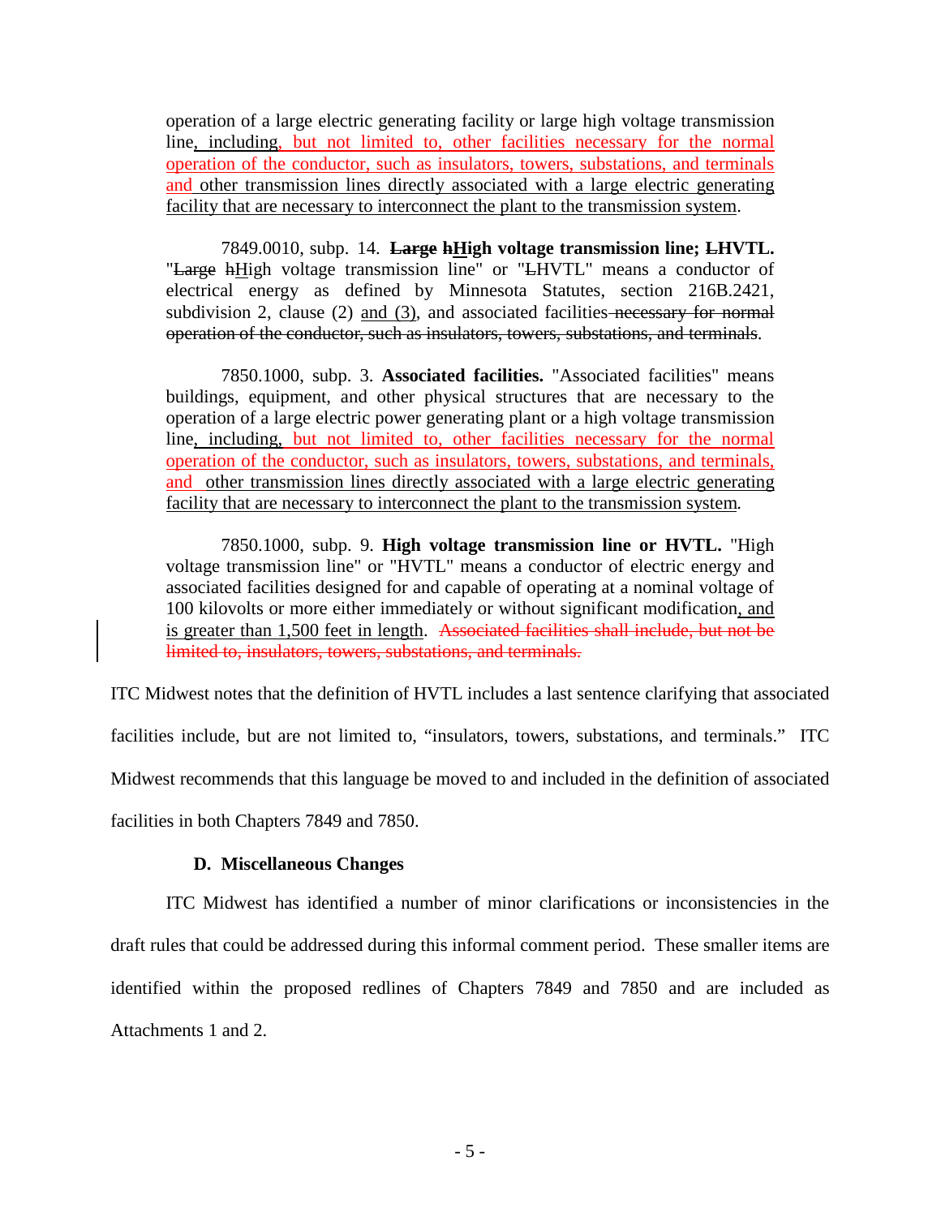operation of a large electric generating facility or large high voltage transmission line, including, but not limited to, other facilities necessary for the normal operation of the conductor, such as insulators, towers, substations, and terminals and other transmission lines directly associated with a large electric generating facility that are necessary to interconnect the plant to the transmission system.

7849.0010, subp. 14. **~~Large~~ ~~h~~High voltage transmission line; ~~L~~HVTL.** "~~Large~~ ~~h~~High voltage transmission line" or "~~L~~HVTL" means a conductor of electrical energy as defined by Minnesota Statutes, section 216B.2421, subdivision 2, clause (2) and (3), and associated facilities ~~necessary for normal operation of the conductor, such as insulators, towers, substations, and terminals~~.

7850.1000, subp. 3. **Associated facilities.** "Associated facilities" means buildings, equipment, and other physical structures that are necessary to the operation of a large electric power generating plant or a high voltage transmission line, including, but not limited to, other facilities necessary for the normal operation of the conductor, such as insulators, towers, substations, and terminals, and other transmission lines directly associated with a large electric generating facility that are necessary to interconnect the plant to the transmission system.

7850.1000, subp. 9. **High voltage transmission line or HVTL.** "High voltage transmission line" or "HVTL" means a conductor of electric energy and associated facilities designed for and capable of operating at a nominal voltage of 100 kilovolts or more either immediately or without significant modification, and is greater than 1,500 feet in length. ~~Associated facilities shall include, but not be limited to, insulators, towers, substations, and terminals.~~

ITC Midwest notes that the definition of HVTL includes a last sentence clarifying that associated facilities include, but are not limited to, "insulators, towers, substations, and terminals." ITC Midwest recommends that this language be moved to and included in the definition of associated facilities in both Chapters 7849 and 7850.

### D. Miscellaneous Changes

ITC Midwest has identified a number of minor clarifications or inconsistencies in the draft rules that could be addressed during this informal comment period. These smaller items are identified within the proposed redlines of Chapters 7849 and 7850 and are included as Attachments 1 and 2.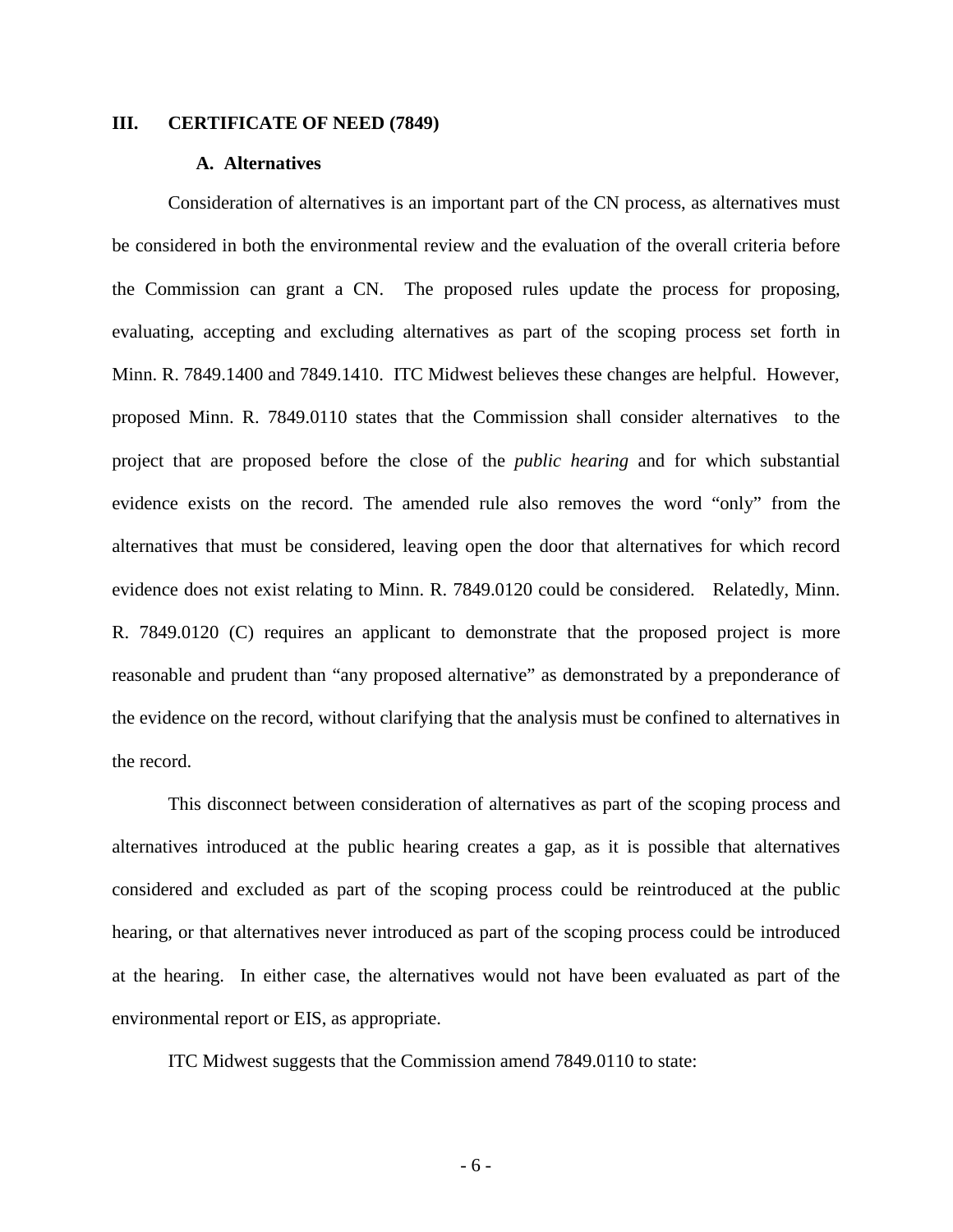## III. CERTIFICATE OF NEED (7849)

### A. Alternatives

Consideration of alternatives is an important part of the CN process, as alternatives must be considered in both the environmental review and the evaluation of the overall criteria before the Commission can grant a CN. The proposed rules update the process for proposing, evaluating, accepting and excluding alternatives as part of the scoping process set forth in Minn. R. 7849.1400 and 7849.1410. ITC Midwest believes these changes are helpful. However, proposed Minn. R. 7849.0110 states that the Commission shall consider alternatives to the project that are proposed before the close of the *public hearing* and for which substantial evidence exists on the record. The amended rule also removes the word "only" from the alternatives that must be considered, leaving open the door that alternatives for which record evidence does not exist relating to Minn. R. 7849.0120 could be considered. Relatedly, Minn. R. 7849.0120 (C) requires an applicant to demonstrate that the proposed project is more reasonable and prudent than "any proposed alternative" as demonstrated by a preponderance of the evidence on the record, without clarifying that the analysis must be confined to alternatives in the record.

This disconnect between consideration of alternatives as part of the scoping process and alternatives introduced at the public hearing creates a gap, as it is possible that alternatives considered and excluded as part of the scoping process could be reintroduced at the public hearing, or that alternatives never introduced as part of the scoping process could be introduced at the hearing. In either case, the alternatives would not have been evaluated as part of the environmental report or EIS, as appropriate.

ITC Midwest suggests that the Commission amend 7849.0110 to state: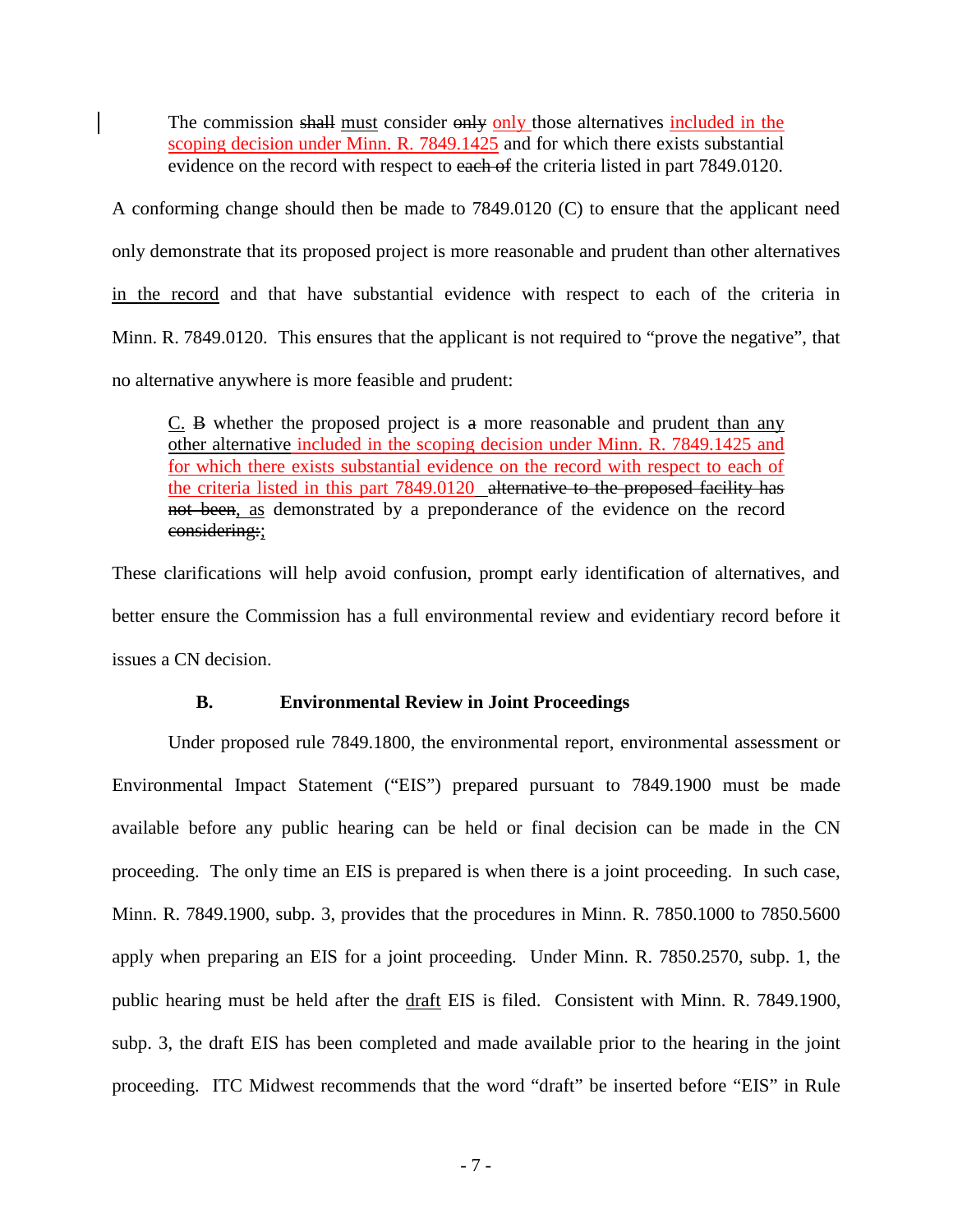> The commission ~~shall~~ <u>must</u> consider ~~only~~ <u>only</u> those alternatives <u>included in the scoping decision under Minn. R. 7849.1425</u> and for which there exists substantial evidence on the record with respect to ~~each of~~ the criteria listed in part 7849.0120.

A conforming change should then be made to 7849.0120 (C) to ensure that the applicant need only demonstrate that its proposed project is more reasonable and prudent than other alternatives <u>in the record</u> and that have substantial evidence with respect to each of the criteria in Minn. R. 7849.0120. This ensures that the applicant is not required to "prove the negative", that no alternative anywhere is more feasible and prudent:

> <u>C.</u> ~~B~~ whether the proposed project is ~~a~~ more reasonable and prudent <u>than any other alternative</u> <u>included in the scoping decision under Minn. R. 7849.1425 and for which there exists substantial evidence on the record with respect to each of the criteria listed in this part 7849.0120</u> ~~alternative to the proposed facility has not been~~, <u>as</u> demonstrated by a preponderance of the evidence on the record ~~considering:~~<u>;</u>

These clarifications will help avoid confusion, prompt early identification of alternatives, and better ensure the Commission has a full environmental review and evidentiary record before it issues a CN decision.

### B. Environmental Review in Joint Proceedings

Under proposed rule 7849.1800, the environmental report, environmental assessment or Environmental Impact Statement ("EIS") prepared pursuant to 7849.1900 must be made available before any public hearing can be held or final decision can be made in the CN proceeding. The only time an EIS is prepared is when there is a joint proceeding. In such case, Minn. R. 7849.1900, subp. 3, provides that the procedures in Minn. R. 7850.1000 to 7850.5600 apply when preparing an EIS for a joint proceeding. Under Minn. R. 7850.2570, subp. 1, the public hearing must be held after the <u>draft</u> EIS is filed. Consistent with Minn. R. 7849.1900, subp. 3, the draft EIS has been completed and made available prior to the hearing in the joint proceeding. ITC Midwest recommends that the word "draft" be inserted before "EIS" in Rule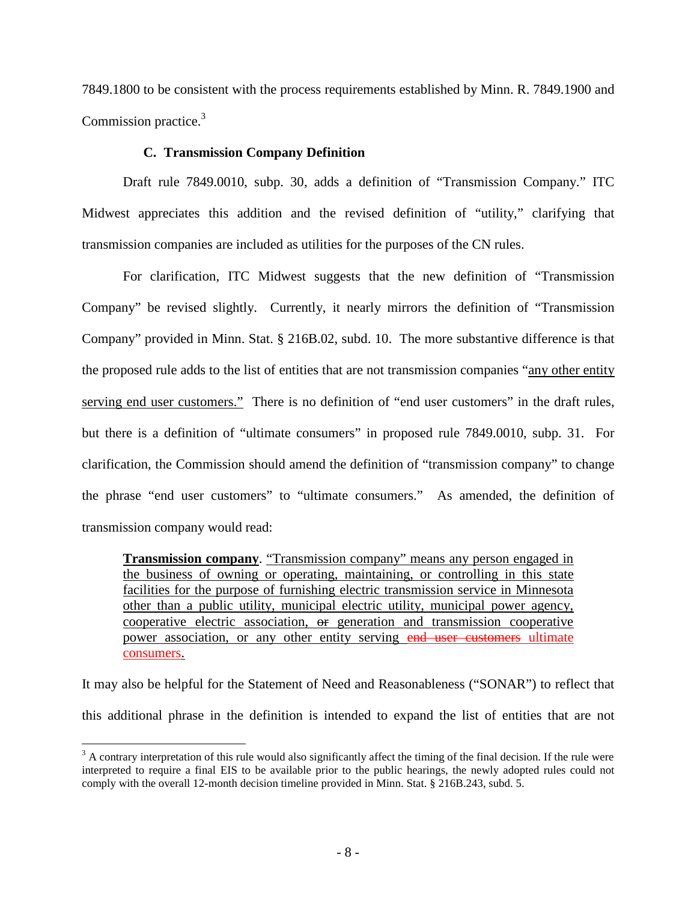7849.1800 to be consistent with the process requirements established by Minn. R. 7849.1900 and Commission practice.[3]

### C. Transmission Company Definition

Draft rule 7849.0010, subp. 30, adds a definition of "Transmission Company." ITC Midwest appreciates this addition and the revised definition of "utility," clarifying that transmission companies are included as utilities for the purposes of the CN rules.

For clarification, ITC Midwest suggests that the new definition of "Transmission Company" be revised slightly. Currently, it nearly mirrors the definition of "Transmission Company" provided in Minn. Stat. § 216B.02, subd. 10. The more substantive difference is that the proposed rule adds to the list of entities that are not transmission companies "<u>any other entity serving end user customers.</u>" There is no definition of "end user customers" in the draft rules, but there is a definition of "ultimate consumers" in proposed rule 7849.0010, subp. 31. For clarification, the Commission should amend the definition of "transmission company" to change the phrase "end user customers" to "ultimate consumers." As amended, the definition of transmission company would read:

> <u>**Transmission company**</u>. <u>"Transmission company" means any person engaged in the business of owning or operating, maintaining, or controlling in this state facilities for the purpose of furnishing electric transmission service in Minnesota other than a public utility, municipal electric utility, municipal power agency, cooperative electric association, ~~or~~ generation and transmission cooperative power association, or any other entity serving ~~end user customers~~ ultimate consumers.</u>

It may also be helpful for the Statement of Need and Reasonableness ("SONAR") to reflect that this additional phrase in the definition is intended to expand the list of entities that are not

---

[3] A contrary interpretation of this rule would also significantly affect the timing of the final decision. If the rule were interpreted to require a final EIS to be available prior to the public hearings, the newly adopted rules could not comply with the overall 12-month decision timeline provided in Minn. Stat. § 216B.243, subd. 5.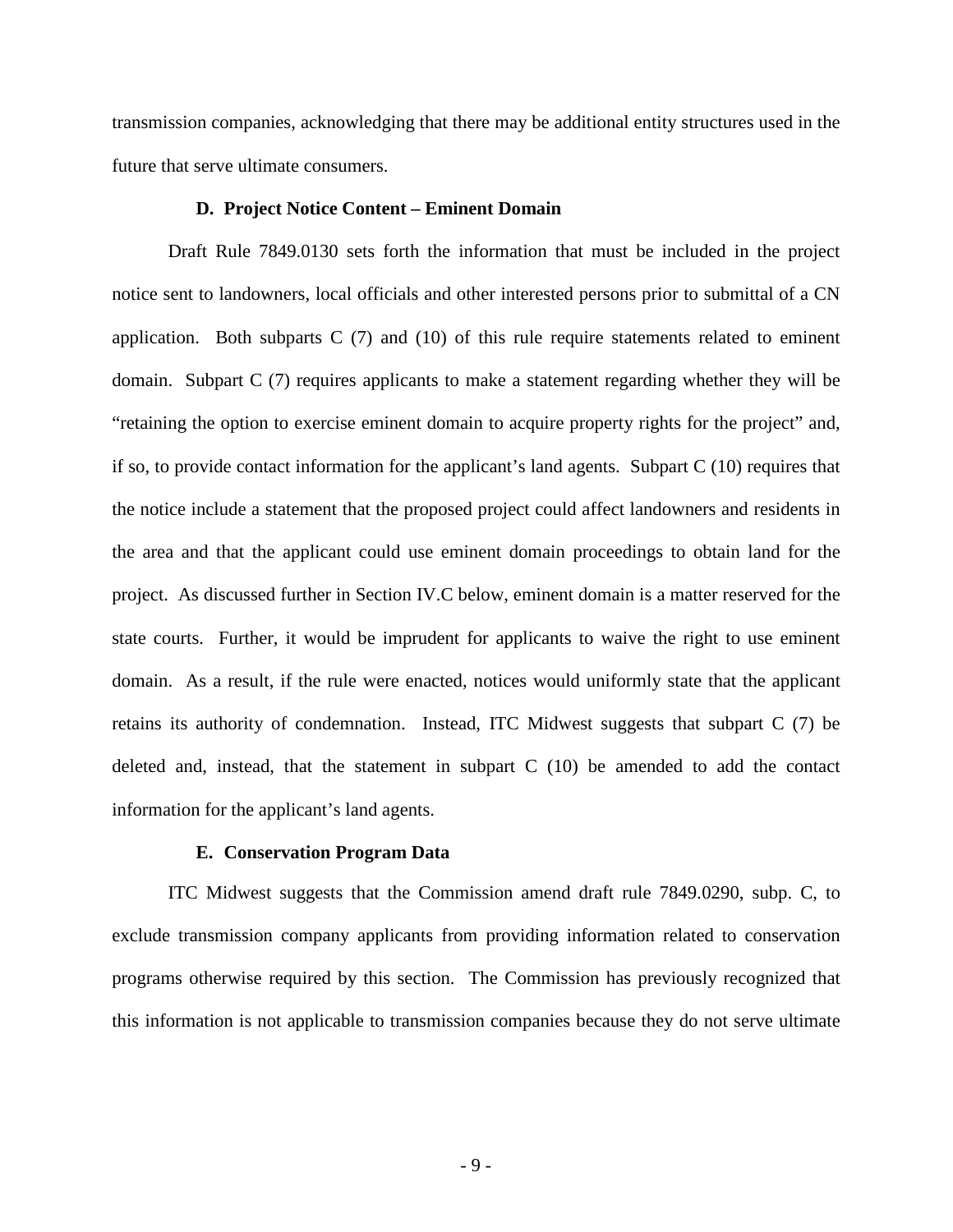transmission companies, acknowledging that there may be additional entity structures used in the future that serve ultimate consumers.

### D. Project Notice Content – Eminent Domain

Draft Rule 7849.0130 sets forth the information that must be included in the project notice sent to landowners, local officials and other interested persons prior to submittal of a CN application. Both subparts C (7) and (10) of this rule require statements related to eminent domain. Subpart C (7) requires applicants to make a statement regarding whether they will be "retaining the option to exercise eminent domain to acquire property rights for the project" and, if so, to provide contact information for the applicant's land agents. Subpart C (10) requires that the notice include a statement that the proposed project could affect landowners and residents in the area and that the applicant could use eminent domain proceedings to obtain land for the project. As discussed further in Section IV.C below, eminent domain is a matter reserved for the state courts. Further, it would be imprudent for applicants to waive the right to use eminent domain. As a result, if the rule were enacted, notices would uniformly state that the applicant retains its authority of condemnation. Instead, ITC Midwest suggests that subpart C (7) be deleted and, instead, that the statement in subpart C (10) be amended to add the contact information for the applicant's land agents.

### E. Conservation Program Data

ITC Midwest suggests that the Commission amend draft rule 7849.0290, subp. C, to exclude transmission company applicants from providing information related to conservation programs otherwise required by this section. The Commission has previously recognized that this information is not applicable to transmission companies because they do not serve ultimate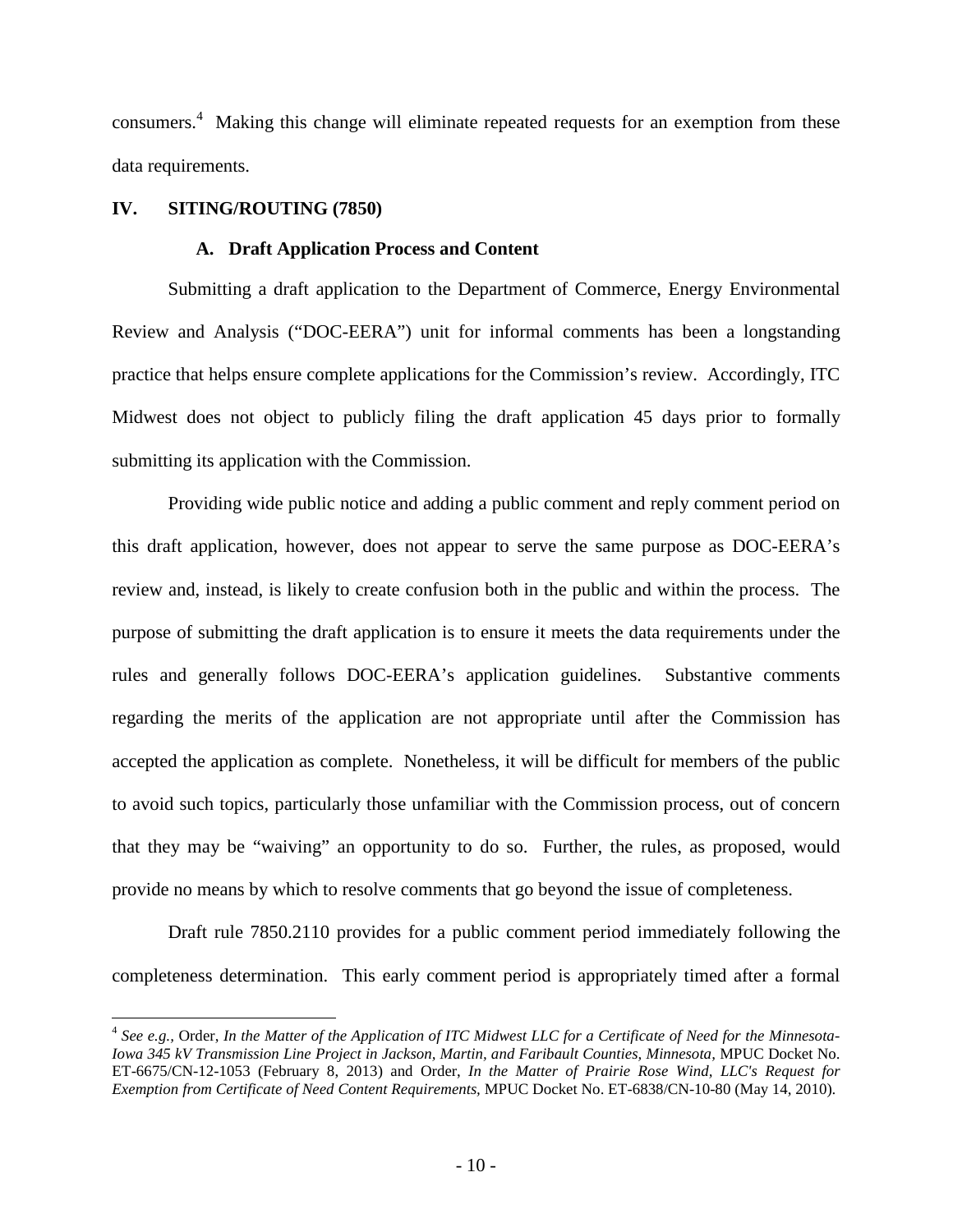consumers.[4] Making this change will eliminate repeated requests for an exemption from these data requirements.

## IV. SITING/ROUTING (7850)

### A. Draft Application Process and Content

Submitting a draft application to the Department of Commerce, Energy Environmental Review and Analysis ("DOC-EERA") unit for informal comments has been a longstanding practice that helps ensure complete applications for the Commission's review. Accordingly, ITC Midwest does not object to publicly filing the draft application 45 days prior to formally submitting its application with the Commission.

Providing wide public notice and adding a public comment and reply comment period on this draft application, however, does not appear to serve the same purpose as DOC-EERA's review and, instead, is likely to create confusion both in the public and within the process. The purpose of submitting the draft application is to ensure it meets the data requirements under the rules and generally follows DOC-EERA's application guidelines. Substantive comments regarding the merits of the application are not appropriate until after the Commission has accepted the application as complete. Nonetheless, it will be difficult for members of the public to avoid such topics, particularly those unfamiliar with the Commission process, out of concern that they may be "waiving" an opportunity to do so. Further, the rules, as proposed, would provide no means by which to resolve comments that go beyond the issue of completeness.

Draft rule 7850.2110 provides for a public comment period immediately following the completeness determination. This early comment period is appropriately timed after a formal

---

[4] *See e.g.,* Order, *In the Matter of the Application of ITC Midwest LLC for a Certificate of Need for the Minnesota-Iowa 345 kV Transmission Line Project in Jackson, Martin, and Faribault Counties, Minnesota,* MPUC Docket No. ET-6675/CN-12-1053 (February 8, 2013) and Order, *In the Matter of Prairie Rose Wind, LLC's Request for Exemption from Certificate of Need Content Requirements,* MPUC Docket No. ET-6838/CN-10-80 (May 14, 2010).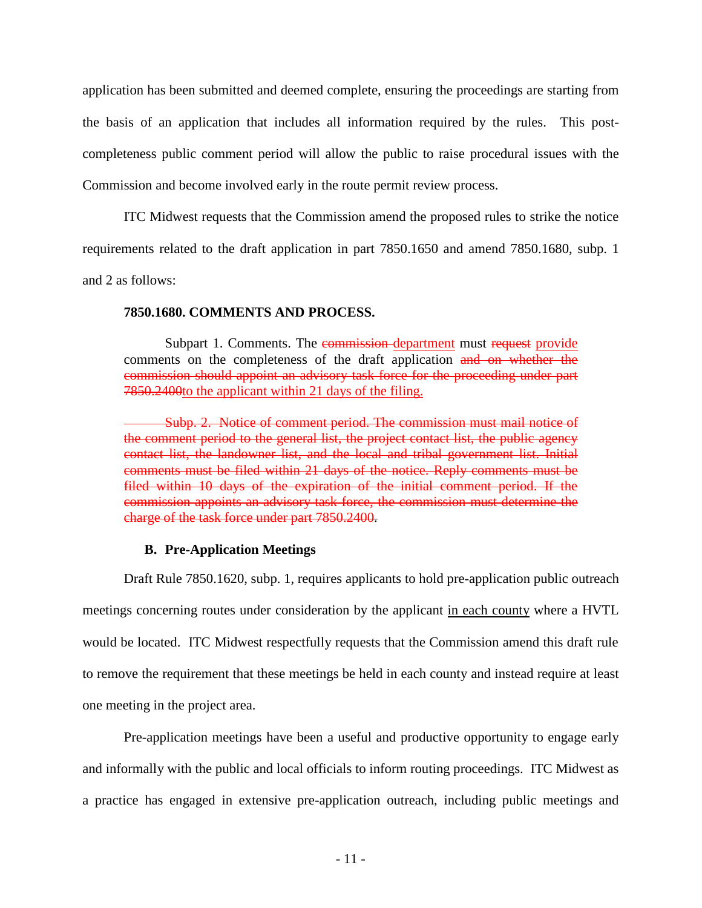application has been submitted and deemed complete, ensuring the proceedings are starting from the basis of an application that includes all information required by the rules. This post-completeness public comment period will allow the public to raise procedural issues with the Commission and become involved early in the route permit review process.

ITC Midwest requests that the Commission amend the proposed rules to strike the notice requirements related to the draft application in part 7850.1650 and amend 7850.1680, subp. 1 and 2 as follows:

> **7850.1680. COMMENTS AND PROCESS.**
>
> Subpart 1. Comments. The ~~commission~~ <u>department</u> must ~~request~~ <u>provide</u> comments on the completeness of the draft application ~~and on whether the commission should appoint an advisory task force for the proceeding under part 7850.2400~~<u>to the applicant within 21 days of the filing.</u>
>
> ~~Subp. 2. Notice of comment period. The commission must mail notice of the comment period to the general list, the project contact list, the public agency contact list, the landowner list, and the local and tribal government list. Initial comments must be filed within 21 days of the notice. Reply comments must be filed within 10 days of the expiration of the initial comment period. If the commission appoints an advisory task force, the commission must determine the charge of the task force under part 7850.2400~~.

### B. Pre-Application Meetings

Draft Rule 7850.1620, subp. 1, requires applicants to hold pre-application public outreach meetings concerning routes under consideration by the applicant <u>in each county</u> where a HVTL would be located. ITC Midwest respectfully requests that the Commission amend this draft rule to remove the requirement that these meetings be held in each county and instead require at least one meeting in the project area.

Pre-application meetings have been a useful and productive opportunity to engage early and informally with the public and local officials to inform routing proceedings. ITC Midwest as a practice has engaged in extensive pre-application outreach, including public meetings and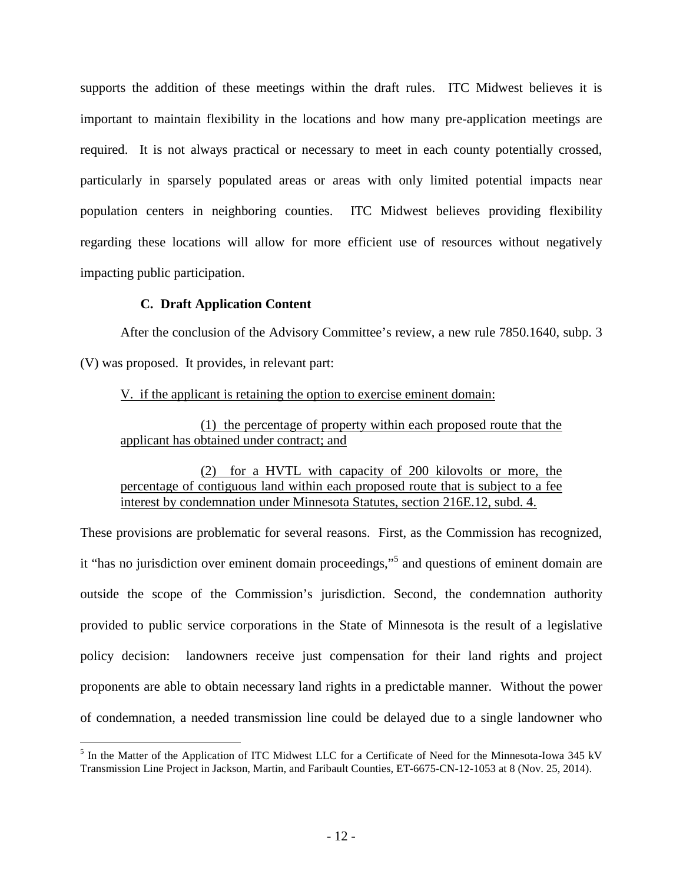supports the addition of these meetings within the draft rules. ITC Midwest believes it is important to maintain flexibility in the locations and how many pre-application meetings are required. It is not always practical or necessary to meet in each county potentially crossed, particularly in sparsely populated areas or areas with only limited potential impacts near population centers in neighboring counties. ITC Midwest believes providing flexibility regarding these locations will allow for more efficient use of resources without negatively impacting public participation.

### C. Draft Application Content

After the conclusion of the Advisory Committee's review, a new rule 7850.1640, subp. 3 (V) was proposed. It provides, in relevant part:

> <u>V. if the applicant is retaining the option to exercise eminent domain:</u>
>
> <u>(1) the percentage of property within each proposed route that the applicant has obtained under contract; and</u>
>
> <u>(2) for a HVTL with capacity of 200 kilovolts or more, the percentage of contiguous land within each proposed route that is subject to a fee interest by condemnation under Minnesota Statutes, section 216E.12, subd. 4.</u>

These provisions are problematic for several reasons. First, as the Commission has recognized, it "has no jurisdiction over eminent domain proceedings,"[5] and questions of eminent domain are outside the scope of the Commission's jurisdiction. Second, the condemnation authority provided to public service corporations in the State of Minnesota is the result of a legislative policy decision: landowners receive just compensation for their land rights and project proponents are able to obtain necessary land rights in a predictable manner. Without the power of condemnation, a needed transmission line could be delayed due to a single landowner who

---

[5] In the Matter of the Application of ITC Midwest LLC for a Certificate of Need for the Minnesota-Iowa 345 kV Transmission Line Project in Jackson, Martin, and Faribault Counties, ET-6675-CN-12-1053 at 8 (Nov. 25, 2014).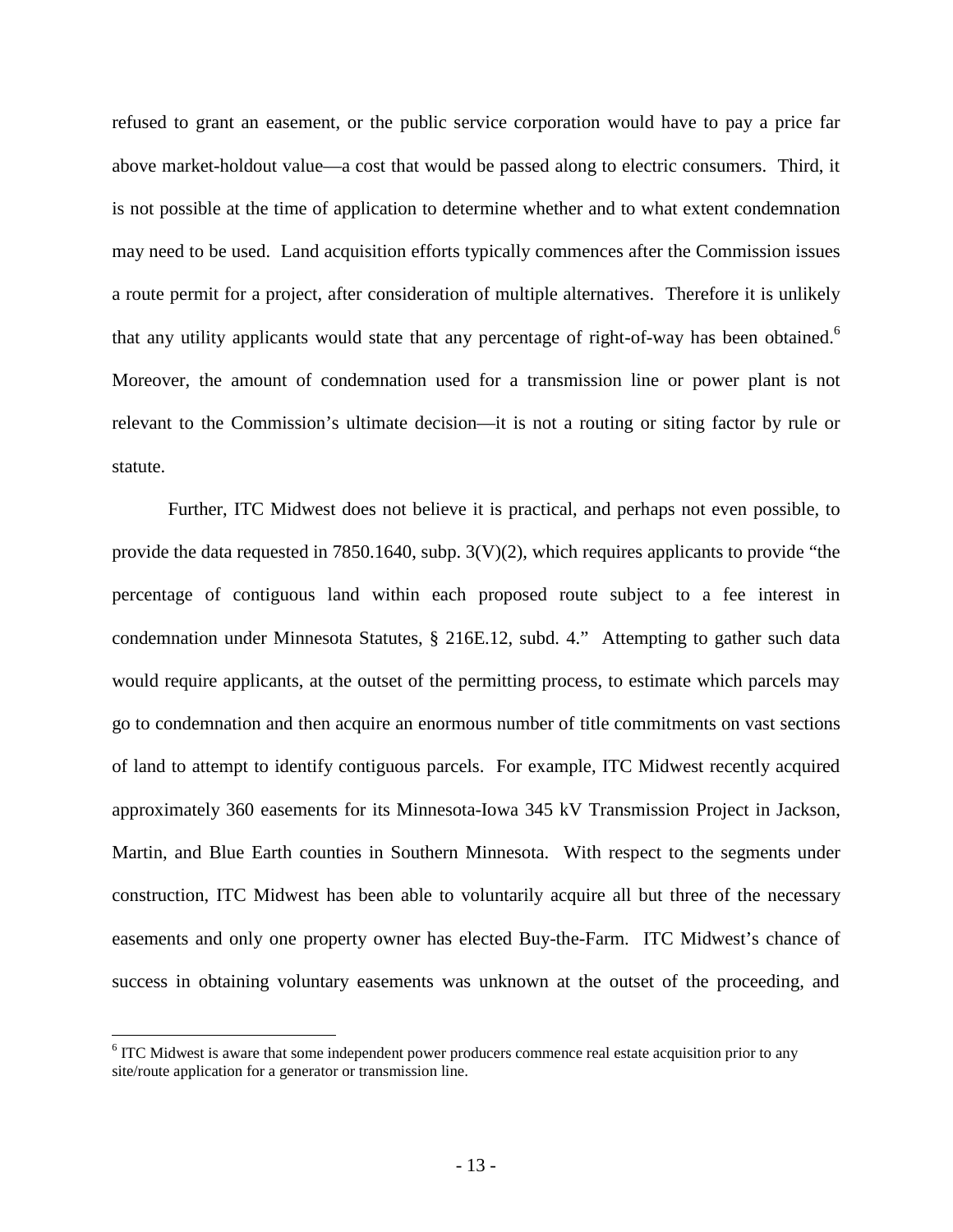refused to grant an easement, or the public service corporation would have to pay a price far above market-holdout value—a cost that would be passed along to electric consumers. Third, it is not possible at the time of application to determine whether and to what extent condemnation may need to be used. Land acquisition efforts typically commences after the Commission issues a route permit for a project, after consideration of multiple alternatives. Therefore it is unlikely that any utility applicants would state that any percentage of right-of-way has been obtained.[6] Moreover, the amount of condemnation used for a transmission line or power plant is not relevant to the Commission's ultimate decision—it is not a routing or siting factor by rule or statute.

Further, ITC Midwest does not believe it is practical, and perhaps not even possible, to provide the data requested in 7850.1640, subp. 3(V)(2), which requires applicants to provide "the percentage of contiguous land within each proposed route subject to a fee interest in condemnation under Minnesota Statutes, § 216E.12, subd. 4." Attempting to gather such data would require applicants, at the outset of the permitting process, to estimate which parcels may go to condemnation and then acquire an enormous number of title commitments on vast sections of land to attempt to identify contiguous parcels. For example, ITC Midwest recently acquired approximately 360 easements for its Minnesota-Iowa 345 kV Transmission Project in Jackson, Martin, and Blue Earth counties in Southern Minnesota. With respect to the segments under construction, ITC Midwest has been able to voluntarily acquire all but three of the necessary easements and only one property owner has elected Buy-the-Farm. ITC Midwest's chance of success in obtaining voluntary easements was unknown at the outset of the proceeding, and

[6] ITC Midwest is aware that some independent power producers commence real estate acquisition prior to any site/route application for a generator or transmission line.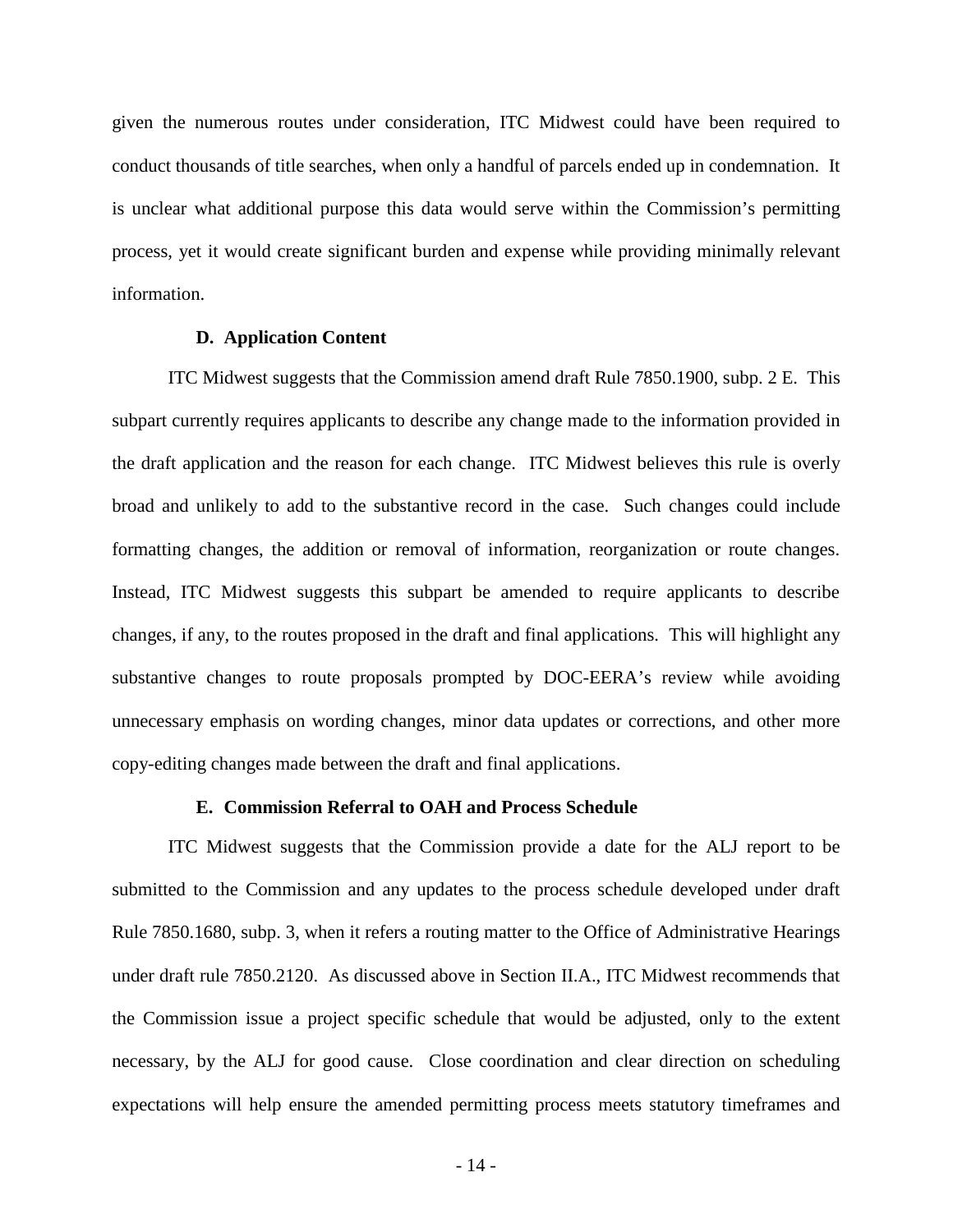given the numerous routes under consideration, ITC Midwest could have been required to conduct thousands of title searches, when only a handful of parcels ended up in condemnation. It is unclear what additional purpose this data would serve within the Commission's permitting process, yet it would create significant burden and expense while providing minimally relevant information.

### D. Application Content

ITC Midwest suggests that the Commission amend draft Rule 7850.1900, subp. 2 E. This subpart currently requires applicants to describe any change made to the information provided in the draft application and the reason for each change. ITC Midwest believes this rule is overly broad and unlikely to add to the substantive record in the case. Such changes could include formatting changes, the addition or removal of information, reorganization or route changes. Instead, ITC Midwest suggests this subpart be amended to require applicants to describe changes, if any, to the routes proposed in the draft and final applications. This will highlight any substantive changes to route proposals prompted by DOC-EERA's review while avoiding unnecessary emphasis on wording changes, minor data updates or corrections, and other more copy-editing changes made between the draft and final applications.

### E. Commission Referral to OAH and Process Schedule

ITC Midwest suggests that the Commission provide a date for the ALJ report to be submitted to the Commission and any updates to the process schedule developed under draft Rule 7850.1680, subp. 3, when it refers a routing matter to the Office of Administrative Hearings under draft rule 7850.2120. As discussed above in Section II.A., ITC Midwest recommends that the Commission issue a project specific schedule that would be adjusted, only to the extent necessary, by the ALJ for good cause. Close coordination and clear direction on scheduling expectations will help ensure the amended permitting process meets statutory timeframes and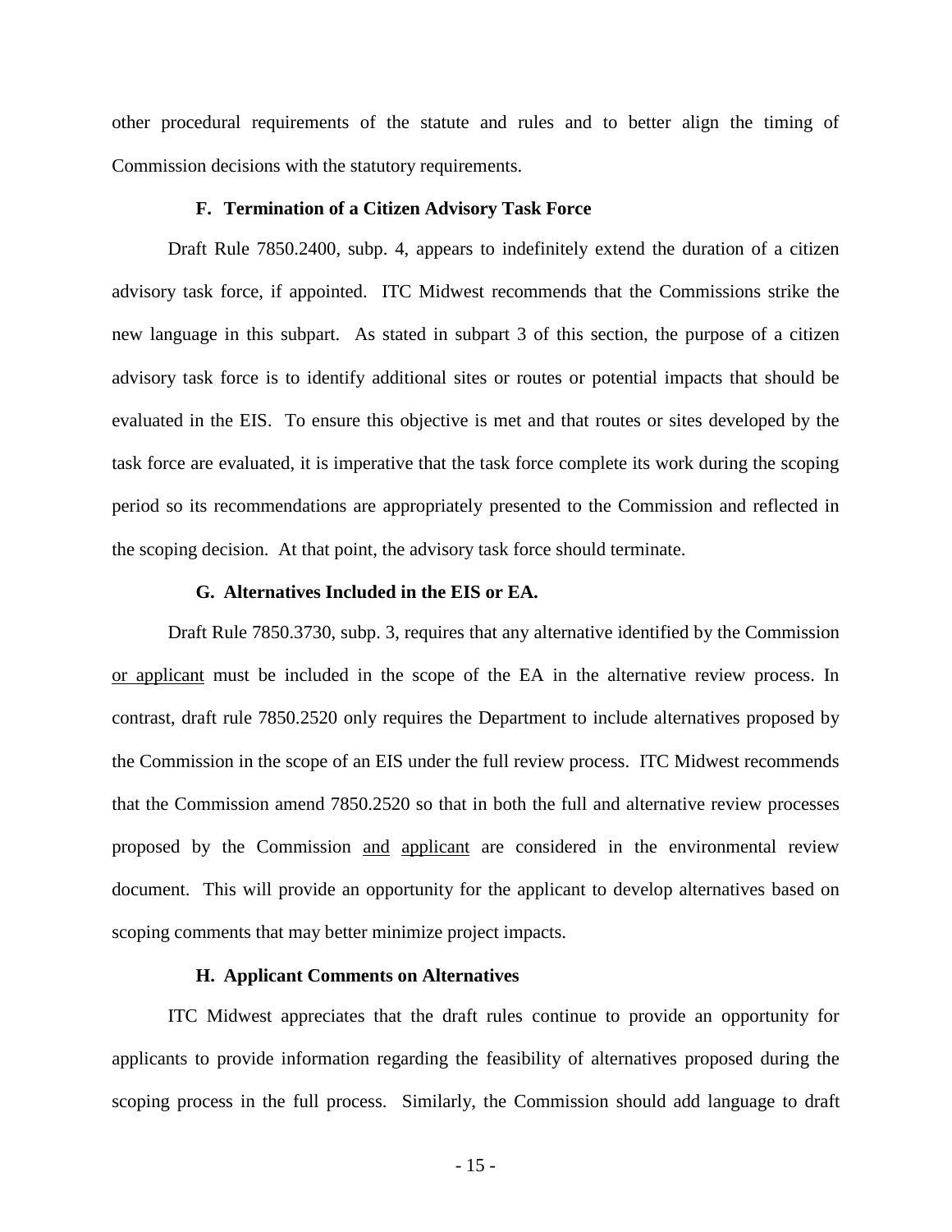other procedural requirements of the statute and rules and to better align the timing of Commission decisions with the statutory requirements.

### F. Termination of a Citizen Advisory Task Force

Draft Rule 7850.2400, subp. 4, appears to indefinitely extend the duration of a citizen advisory task force, if appointed. ITC Midwest recommends that the Commissions strike the new language in this subpart. As stated in subpart 3 of this section, the purpose of a citizen advisory task force is to identify additional sites or routes or potential impacts that should be evaluated in the EIS. To ensure this objective is met and that routes or sites developed by the task force are evaluated, it is imperative that the task force complete its work during the scoping period so its recommendations are appropriately presented to the Commission and reflected in the scoping decision. At that point, the advisory task force should terminate.

### G. Alternatives Included in the EIS or EA.

Draft Rule 7850.3730, subp. 3, requires that any alternative identified by the Commission <u>or applicant</u> must be included in the scope of the EA in the alternative review process. In contrast, draft rule 7850.2520 only requires the Department to include alternatives proposed by the Commission in the scope of an EIS under the full review process. ITC Midwest recommends that the Commission amend 7850.2520 so that in both the full and alternative review processes proposed by the Commission <u>and</u> <u>applicant</u> are considered in the environmental review document. This will provide an opportunity for the applicant to develop alternatives based on scoping comments that may better minimize project impacts.

### H. Applicant Comments on Alternatives

ITC Midwest appreciates that the draft rules continue to provide an opportunity for applicants to provide information regarding the feasibility of alternatives proposed during the scoping process in the full process. Similarly, the Commission should add language to draft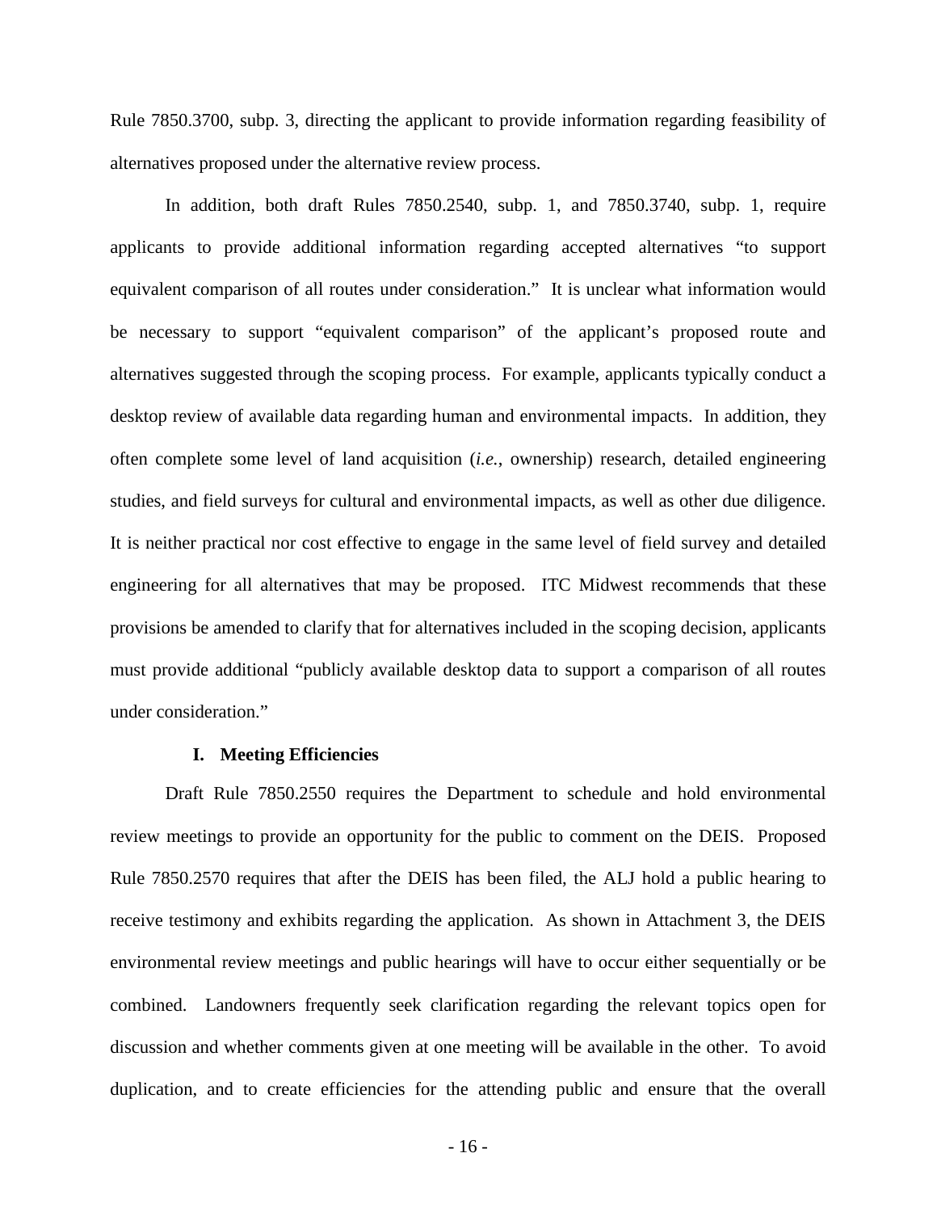Rule 7850.3700, subp. 3, directing the applicant to provide information regarding feasibility of alternatives proposed under the alternative review process.

In addition, both draft Rules 7850.2540, subp. 1, and 7850.3740, subp. 1, require applicants to provide additional information regarding accepted alternatives "to support equivalent comparison of all routes under consideration." It is unclear what information would be necessary to support "equivalent comparison" of the applicant's proposed route and alternatives suggested through the scoping process. For example, applicants typically conduct a desktop review of available data regarding human and environmental impacts. In addition, they often complete some level of land acquisition (*i.e.*, ownership) research, detailed engineering studies, and field surveys for cultural and environmental impacts, as well as other due diligence. It is neither practical nor cost effective to engage in the same level of field survey and detailed engineering for all alternatives that may be proposed. ITC Midwest recommends that these provisions be amended to clarify that for alternatives included in the scoping decision, applicants must provide additional "publicly available desktop data to support a comparison of all routes under consideration."

### I. Meeting Efficiencies

Draft Rule 7850.2550 requires the Department to schedule and hold environmental review meetings to provide an opportunity for the public to comment on the DEIS. Proposed Rule 7850.2570 requires that after the DEIS has been filed, the ALJ hold a public hearing to receive testimony and exhibits regarding the application. As shown in Attachment 3, the DEIS environmental review meetings and public hearings will have to occur either sequentially or be combined. Landowners frequently seek clarification regarding the relevant topics open for discussion and whether comments given at one meeting will be available in the other. To avoid duplication, and to create efficiencies for the attending public and ensure that the overall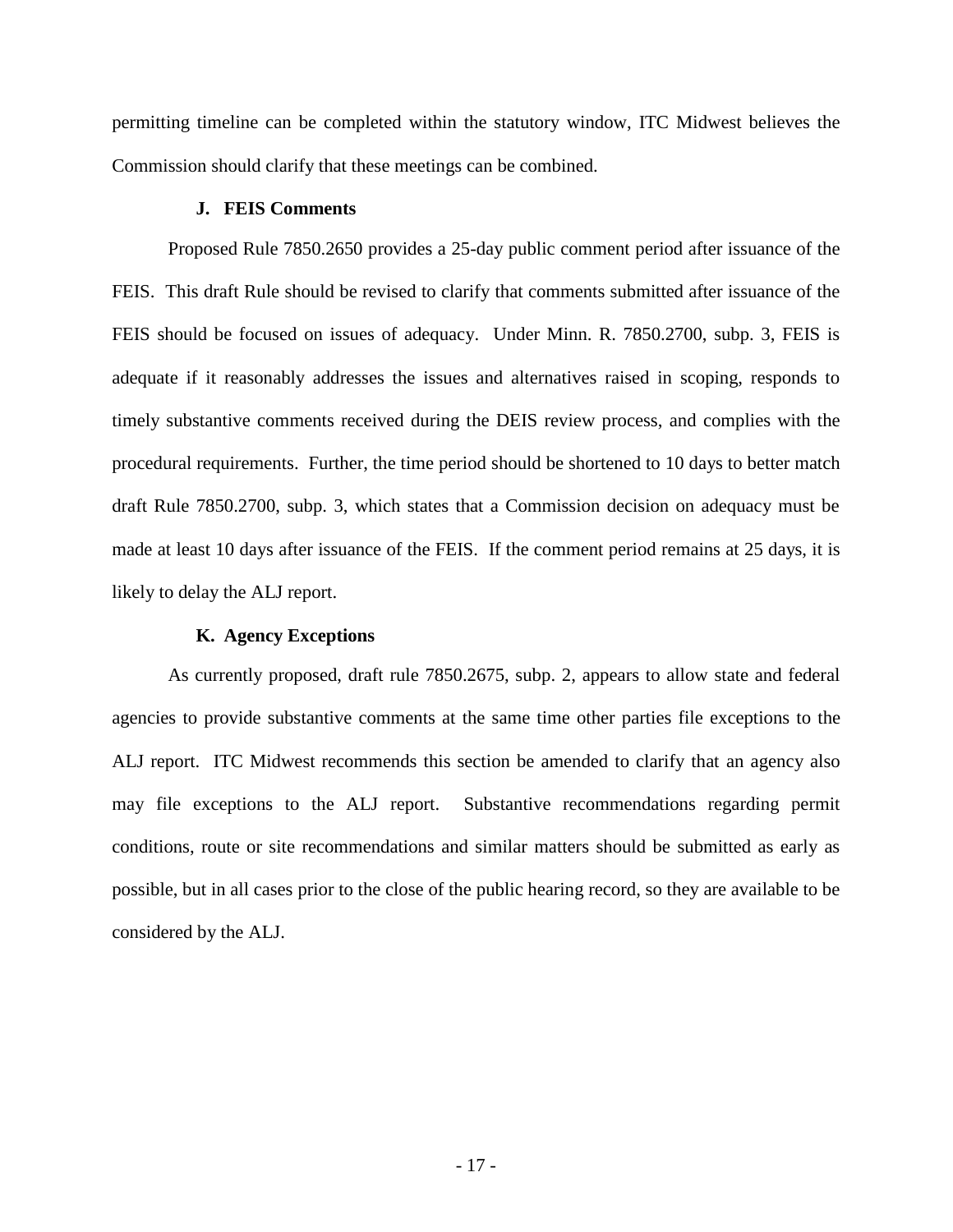permitting timeline can be completed within the statutory window, ITC Midwest believes the Commission should clarify that these meetings can be combined.

### J. FEIS Comments

Proposed Rule 7850.2650 provides a 25-day public comment period after issuance of the FEIS. This draft Rule should be revised to clarify that comments submitted after issuance of the FEIS should be focused on issues of adequacy. Under Minn. R. 7850.2700, subp. 3, FEIS is adequate if it reasonably addresses the issues and alternatives raised in scoping, responds to timely substantive comments received during the DEIS review process, and complies with the procedural requirements. Further, the time period should be shortened to 10 days to better match draft Rule 7850.2700, subp. 3, which states that a Commission decision on adequacy must be made at least 10 days after issuance of the FEIS. If the comment period remains at 25 days, it is likely to delay the ALJ report.

### K. Agency Exceptions

As currently proposed, draft rule 7850.2675, subp. 2, appears to allow state and federal agencies to provide substantive comments at the same time other parties file exceptions to the ALJ report. ITC Midwest recommends this section be amended to clarify that an agency also may file exceptions to the ALJ report. Substantive recommendations regarding permit conditions, route or site recommendations and similar matters should be submitted as early as possible, but in all cases prior to the close of the public hearing record, so they are available to be considered by the ALJ.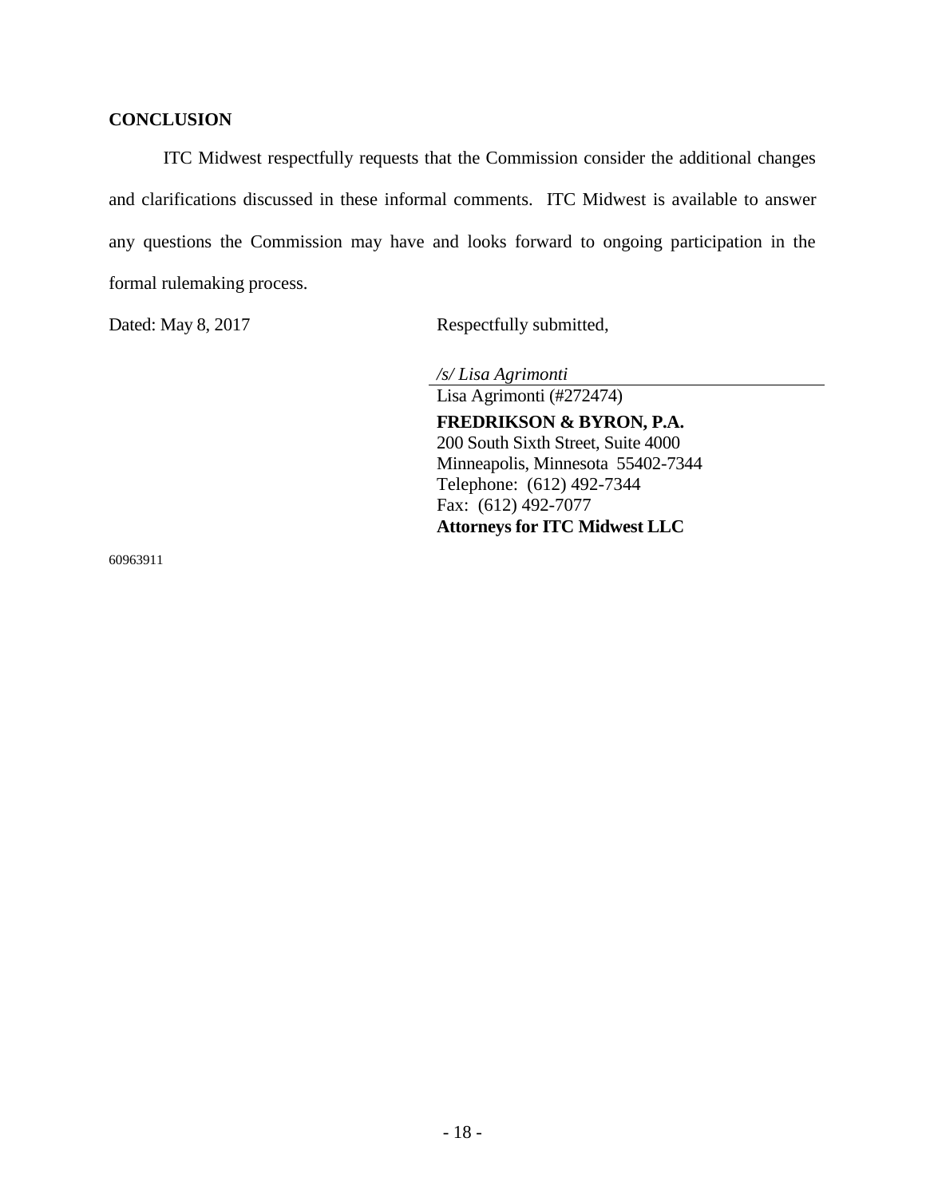## CONCLUSION

ITC Midwest respectfully requests that the Commission consider the additional changes and clarifications discussed in these informal comments. ITC Midwest is available to answer any questions the Commission may have and looks forward to ongoing participation in the formal rulemaking process.

Dated: May 8, 2017

Respectfully submitted,

*/s/ Lisa Agrimonti*

Lisa Agrimonti (#272474)

**FREDRIKSON & BYRON, P.A.**
200 South Sixth Street, Suite 4000
Minneapolis, Minnesota 55402-7344
Telephone: (612) 492-7344
Fax: (612) 492-7077
**Attorneys for ITC Midwest LLC**

60963911